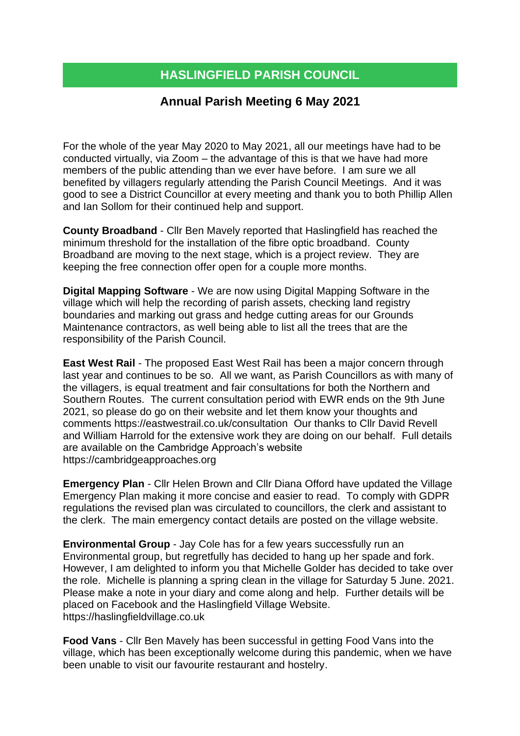# HASLINGFIELD PARISH COUNCIL

## Annual Parish Meeting 6 May 2021

For the whole of the year May 2020 to May 2021, all our meetings have had to be conducted virtually, via Zoom – the advantage of this is that we have had more members of the public attending than we ever have before. I am sure we all benefited by villagers regularly attending the Parish Council Meetings. And it was good to see a District Councillor at every meeting and thank you to both Phillip Allen and Ian Sollom for their continued help and support.

**County Broadband** - Cllr Ben Mavely reported that Haslingfield has reached the minimum threshold for the installation of the fibre optic broadband. County Broadband are moving to the next stage, which is a project review. They are keeping the free connection offer open for a couple more months.

**Digital Mapping Software** - We are now using Digital Mapping Software in the village which will help the recording of parish assets, checking land registry boundaries and marking out grass and hedge cutting areas for our Grounds Maintenance contractors, as well being able to list all the trees that are the responsibility of the Parish Council.

**East West Rail** - The proposed East West Rail has been a major concern through last year and continues to be so. All we want, as Parish Councillors as with many of the villagers, is equal treatment and fair consultations for both the Northern and Southern Routes. The current consultation period with EWR ends on the 9th June 2021, so please do go on their website and let them know your thoughts and comments https://eastwestrail.co.uk/consultation Our thanks to Cllr David Revell and William Harrold for the extensive work they are doing on our behalf. Full details are available on the Cambridge Approach's website https://cambridgeapproaches.org

**Emergency Plan** - Cllr Helen Brown and Cllr Diana Offord have updated the Village Emergency Plan making it more concise and easier to read. To comply with GDPR regulations the revised plan was circulated to councillors, the clerk and assistant to the clerk. The main emergency contact details are posted on the village website.

**Environmental Group** - Jay Cole has for a few years successfully run an Environmental group, but regretfully has decided to hang up her spade and fork. However, I am delighted to inform you that Michelle Golder has decided to take over the role. Michelle is planning a spring clean in the village for Saturday 5 June. 2021. Please make a note in your diary and come along and help. Further details will be placed on Facebook and the Haslingfield Village Website. https://haslingfieldvillage.co.uk

**Food Vans** - Cllr Ben Mavely has been successful in getting Food Vans into the village, which has been exceptionally welcome during this pandemic, when we have been unable to visit our favourite restaurant and hostelry.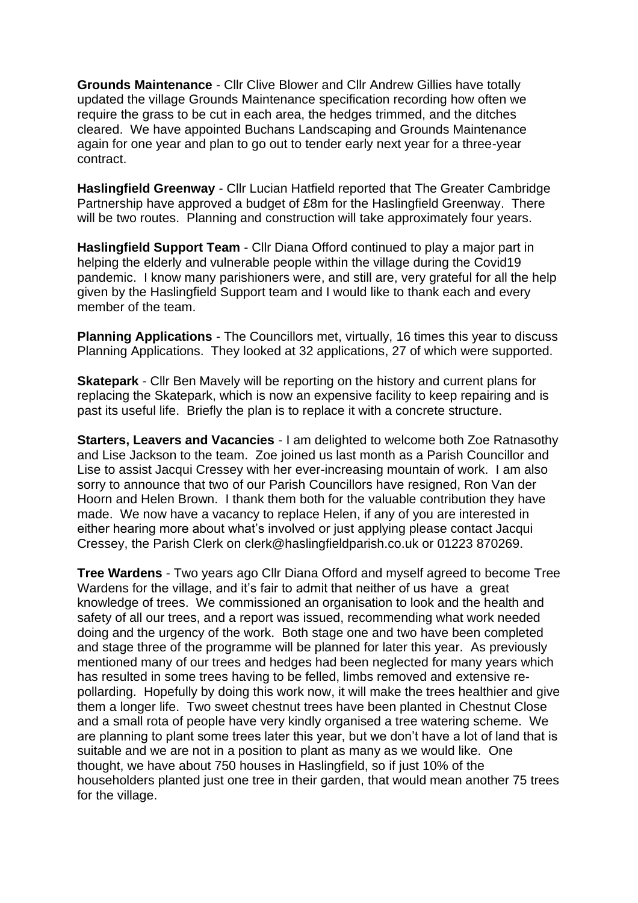**Grounds Maintenance** - Cllr Clive Blower and Cllr Andrew Gillies have totally updated the village Grounds Maintenance specification recording how often we require the grass to be cut in each area, the hedges trimmed, and the ditches cleared. We have appointed Buchans Landscaping and Grounds Maintenance again for one year and plan to go out to tender early next year for a three-year contract.

**Haslingfield Greenway** - Cllr Lucian Hatfield reported that The Greater Cambridge Partnership have approved a budget of £8m for the Haslingfield Greenway. There will be two routes. Planning and construction will take approximately four years.

**Haslingfield Support Team** - Cllr Diana Offord continued to play a major part in helping the elderly and vulnerable people within the village during the Covid19 pandemic. I know many parishioners were, and still are, very grateful for all the help given by the Haslingfield Support team and I would like to thank each and every member of the team.

**Planning Applications** - The Councillors met, virtually, 16 times this year to discuss Planning Applications. They looked at 32 applications, 27 of which were supported.

**Skatepark** - Cllr Ben Mavely will be reporting on the history and current plans for replacing the Skatepark, which is now an expensive facility to keep repairing and is past its useful life. Briefly the plan is to replace it with a concrete structure.

**Starters, Leavers and Vacancies** - I am delighted to welcome both Zoe Ratnasothy and Lise Jackson to the team. Zoe joined us last month as a Parish Councillor and Lise to assist Jacqui Cressey with her ever-increasing mountain of work. I am also sorry to announce that two of our Parish Councillors have resigned, Ron Van der Hoorn and Helen Brown. I thank them both for the valuable contribution they have made. We now have a vacancy to replace Helen, if any of you are interested in either hearing more about what's involved or just applying please contact Jacqui Cressey, the Parish Clerk on clerk@haslingfieldparish.co.uk or 01223 870269.

**Tree Wardens** - Two years ago Cllr Diana Offord and myself agreed to become Tree Wardens for the village, and it's fair to admit that neither of us have a great knowledge of trees. We commissioned an organisation to look and the health and safety of all our trees, and a report was issued, recommending what work needed doing and the urgency of the work. Both stage one and two have been completed and stage three of the programme will be planned for later this year. As previously mentioned many of our trees and hedges had been neglected for many years which has resulted in some trees having to be felled, limbs removed and extensive re-pollarding. Hopefully by doing this work now, it will make the trees healthier and give them a longer life. Two sweet chestnut trees have been planted in Chestnut Close and a small rota of people have very kindly organised a tree watering scheme. We are planning to plant some trees later this year, but we don't have a lot of land that is suitable and we are not in a position to plant as many as we would like. One thought, we have about 750 houses in Haslingfield, so if just 10% of the householders planted just one tree in their garden, that would mean another 75 trees for the village.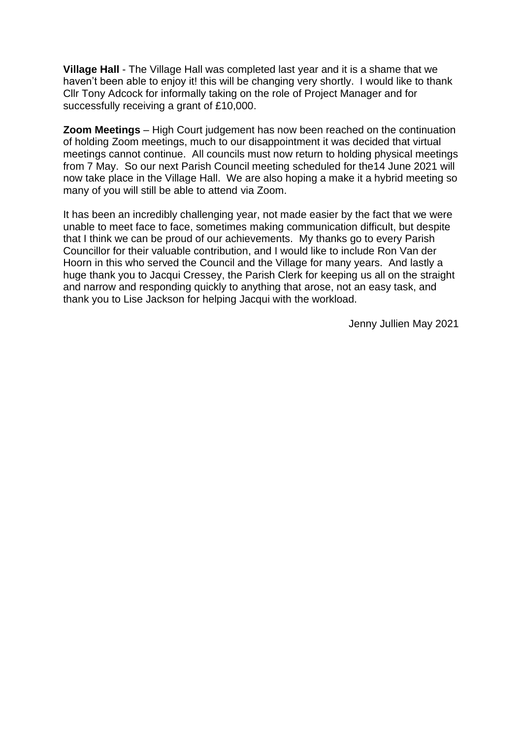**Village Hall** - The Village Hall was completed last year and it is a shame that we haven't been able to enjoy it! this will be changing very shortly. I would like to thank Cllr Tony Adcock for informally taking on the role of Project Manager and for successfully receiving a grant of £10,000.

**Zoom Meetings** – High Court judgement has now been reached on the continuation of holding Zoom meetings, much to our disappointment it was decided that virtual meetings cannot continue. All councils must now return to holding physical meetings from 7 May. So our next Parish Council meeting scheduled for the14 June 2021 will now take place in the Village Hall. We are also hoping a make it a hybrid meeting so many of you will still be able to attend via Zoom.

It has been an incredibly challenging year, not made easier by the fact that we were unable to meet face to face, sometimes making communication difficult, but despite that I think we can be proud of our achievements. My thanks go to every Parish Councillor for their valuable contribution, and I would like to include Ron Van der Hoorn in this who served the Council and the Village for many years. And lastly a huge thank you to Jacqui Cressey, the Parish Clerk for keeping us all on the straight and narrow and responding quickly to anything that arose, not an easy task, and thank you to Lise Jackson for helping Jacqui with the workload.

Jenny Jullien May 2021